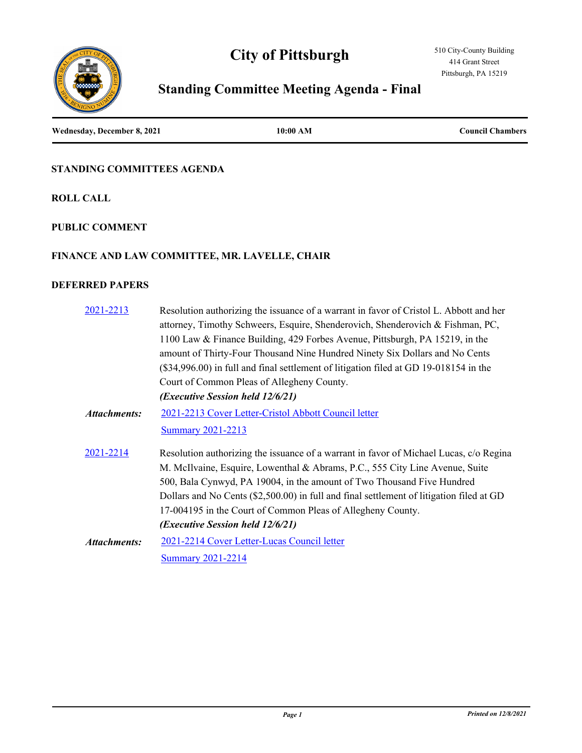# City of Pittsburgh

510 City-County Building
414 Grant Street
Pittsburgh, PA 15219

## Standing Committee Meeting Agenda - Final

**Wednesday, December 8, 2021** | **10:00 AM** | **Council Chambers**

### STANDING COMMITTEES AGENDA

### ROLL CALL

### PUBLIC COMMENT

### FINANCE AND LAW COMMITTEE, MR. LAVELLE, CHAIR

### DEFERRED PAPERS

2021-2213 — Resolution authorizing the issuance of a warrant in favor of Cristol L. Abbott and her attorney, Timothy Schweers, Esquire, Shenderovich, Shenderovich & Fishman, PC, 1100 Law & Finance Building, 429 Forbes Avenue, Pittsburgh, PA 15219, in the amount of Thirty-Four Thousand Nine Hundred Ninety Six Dollars and No Cents ($34,996.00) in full and final settlement of litigation filed at GD 19-018154 in the Court of Common Pleas of Allegheny County.

***(Executive Session held 12/6/21)***

***Attachments:*** 2021-2213 Cover Letter-Cristol Abbott Council letter
Summary 2021-2213

2021-2214 — Resolution authorizing the issuance of a warrant in favor of Michael Lucas, c/o Regina M. McIlvaine, Esquire, Lowenthal & Abrams, P.C., 555 City Line Avenue, Suite 500, Bala Cynwyd, PA 19004, in the amount of Two Thousand Five Hundred Dollars and No Cents ($2,500.00) in full and final settlement of litigation filed at GD 17-004195 in the Court of Common Pleas of Allegheny County.

***(Executive Session held 12/6/21)***

***Attachments:*** 2021-2214 Cover Letter-Lucas Council letter
Summary 2021-2214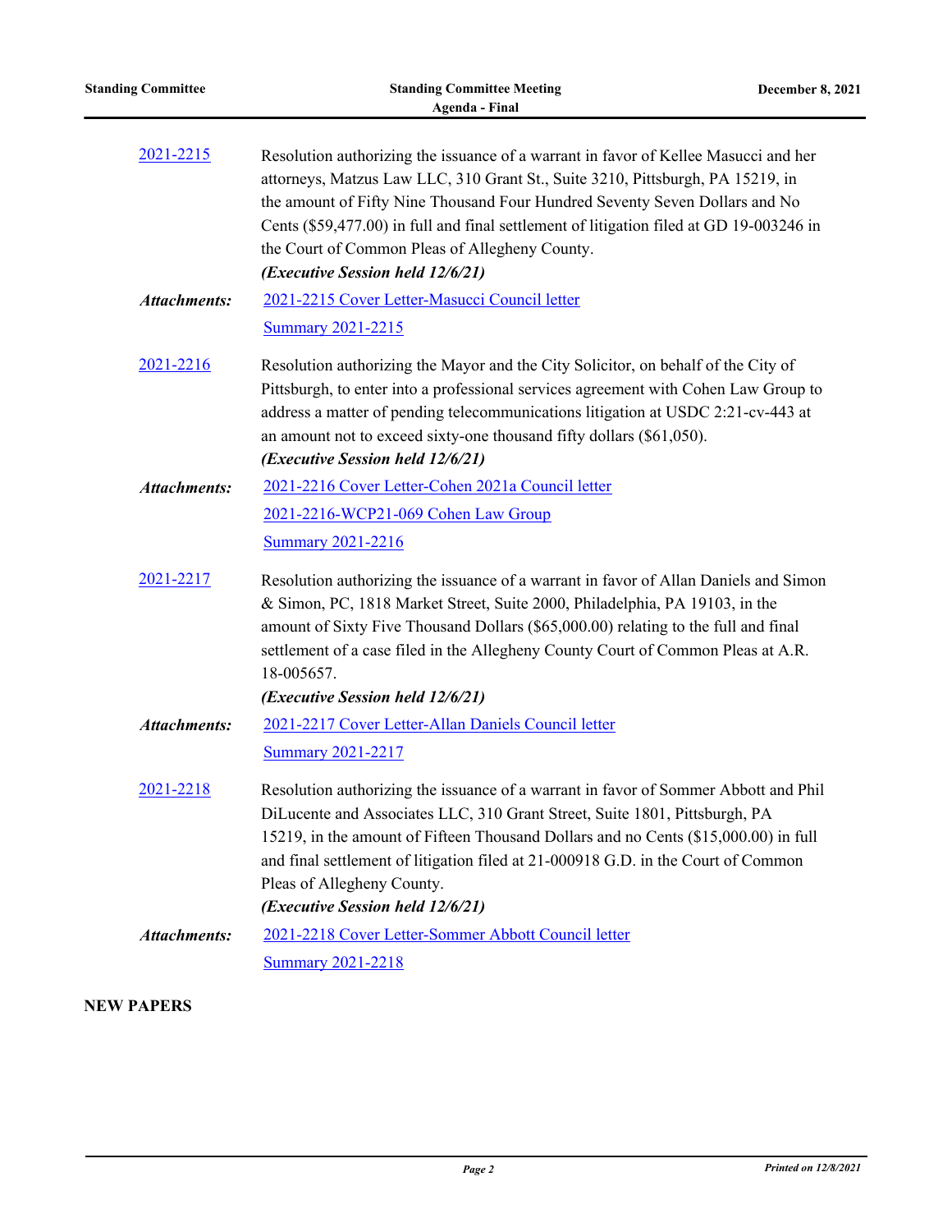2021-2215 Resolution authorizing the issuance of a warrant in favor of Kellee Masucci and her attorneys, Matzus Law LLC, 310 Grant St., Suite 3210, Pittsburgh, PA 15219, in the amount of Fifty Nine Thousand Four Hundred Seventy Seven Dollars and No Cents ($59,477.00) in full and final settlement of litigation filed at GD 19-003246 in the Court of Common Pleas of Allegheny County.

***(Executive Session held 12/6/21)***

***Attachments:*** 2021-2215 Cover Letter-Masucci Council letter

Summary 2021-2215

2021-2216 Resolution authorizing the Mayor and the City Solicitor, on behalf of the City of Pittsburgh, to enter into a professional services agreement with Cohen Law Group to address a matter of pending telecommunications litigation at USDC 2:21-cv-443 at an amount not to exceed sixty-one thousand fifty dollars ($61,050).

***(Executive Session held 12/6/21)***

***Attachments:*** 2021-2216 Cover Letter-Cohen 2021a Council letter

2021-2216-WCP21-069 Cohen Law Group

Summary 2021-2216

2021-2217 Resolution authorizing the issuance of a warrant in favor of Allan Daniels and Simon & Simon, PC, 1818 Market Street, Suite 2000, Philadelphia, PA 19103, in the amount of Sixty Five Thousand Dollars ($65,000.00) relating to the full and final settlement of a case filed in the Allegheny County Court of Common Pleas at A.R. 18-005657.

***(Executive Session held 12/6/21)***

***Attachments:*** 2021-2217 Cover Letter-Allan Daniels Council letter

Summary 2021-2217

2021-2218 Resolution authorizing the issuance of a warrant in favor of Sommer Abbott and Phil DiLucente and Associates LLC, 310 Grant Street, Suite 1801, Pittsburgh, PA 15219, in the amount of Fifteen Thousand Dollars and no Cents ($15,000.00) in full and final settlement of litigation filed at 21-000918 G.D. in the Court of Common Pleas of Allegheny County.

***(Executive Session held 12/6/21)***

***Attachments:*** 2021-2218 Cover Letter-Sommer Abbott Council letter

Summary 2021-2218

**NEW PAPERS**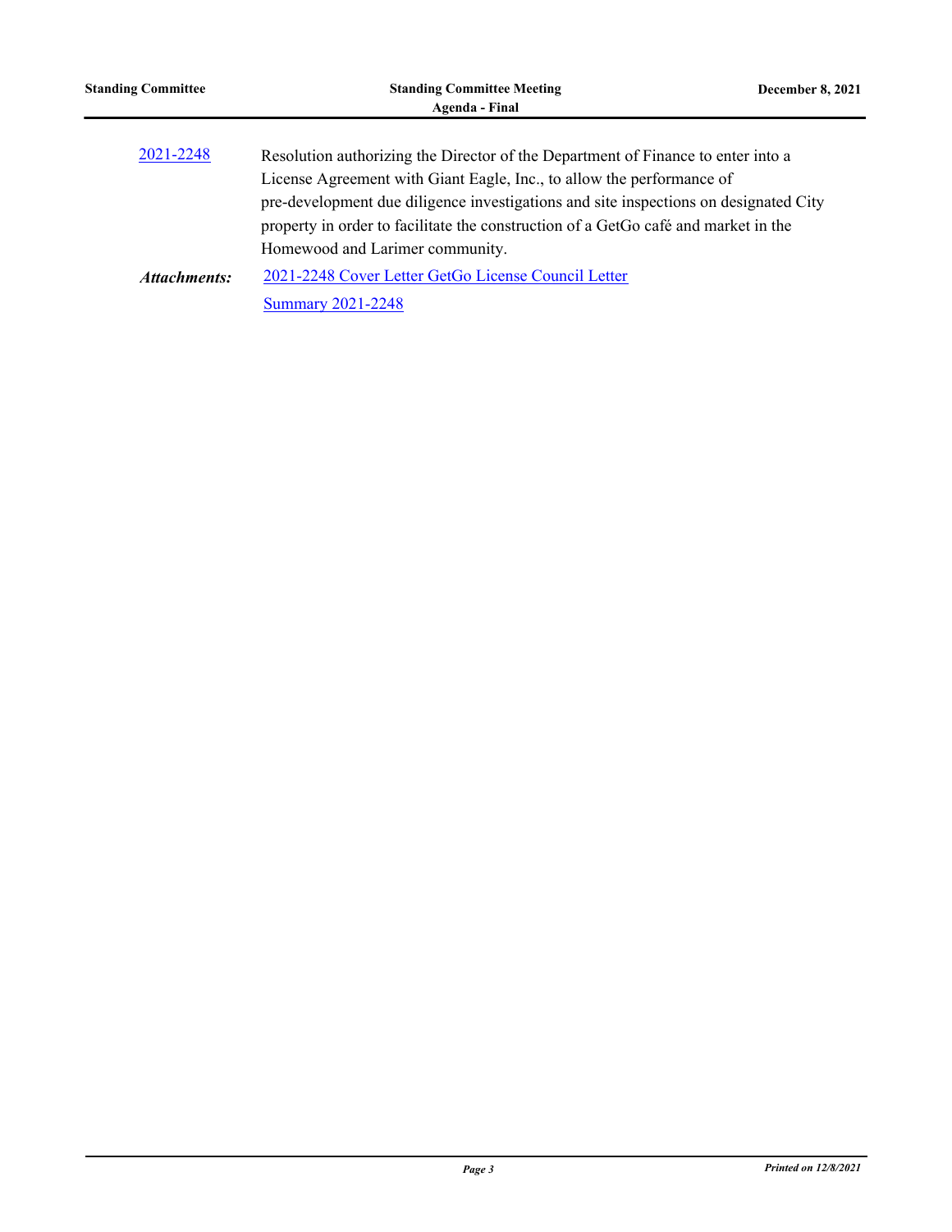[2021-2248](2021-2248)

Resolution authorizing the Director of the Department of Finance to enter into a License Agreement with Giant Eagle, Inc., to allow the performance of pre-development due diligence investigations and site inspections on designated City property in order to facilitate the construction of a GetGo café and market in the Homewood and Larimer community.

***Attachments:*** 2021-2248 Cover Letter GetGo License Council Letter

Summary 2021-2248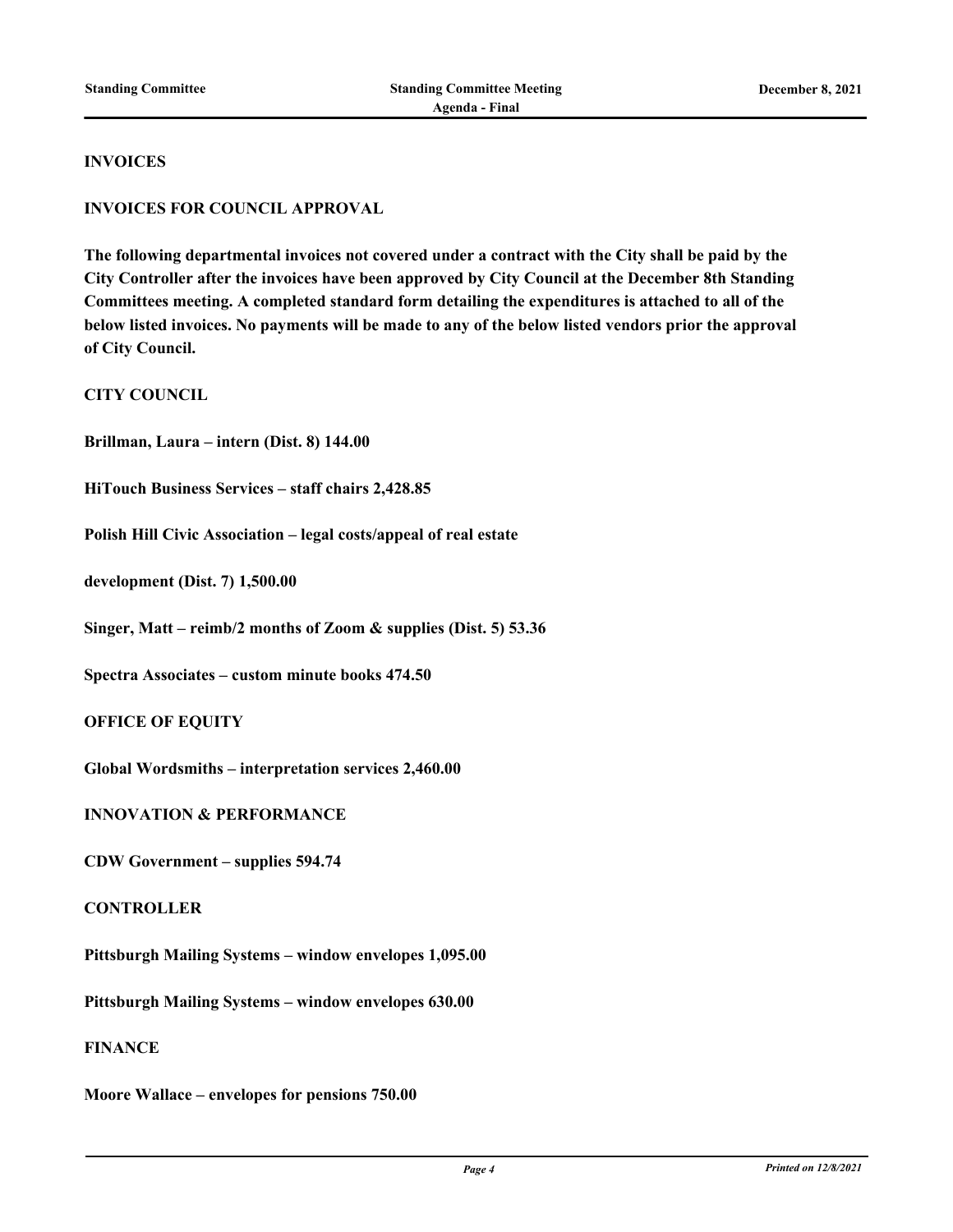**INVOICES**

**INVOICES FOR COUNCIL APPROVAL**

**The following departmental invoices not covered under a contract with the City shall be paid by the City Controller after the invoices have been approved by City Council at the December 8th Standing Committees meeting. A completed standard form detailing the expenditures is attached to all of the below listed invoices. No payments will be made to any of the below listed vendors prior the approval of City Council.**

**CITY COUNCIL**

**Brillman, Laura – intern (Dist. 8) 144.00**

**HiTouch Business Services – staff chairs 2,428.85**

**Polish Hill Civic Association – legal costs/appeal of real estate**

**development (Dist. 7) 1,500.00**

**Singer, Matt – reimb/2 months of Zoom & supplies (Dist. 5) 53.36**

**Spectra Associates – custom minute books 474.50**

**OFFICE OF EQUITY**

**Global Wordsmiths – interpretation services 2,460.00**

**INNOVATION & PERFORMANCE**

**CDW Government – supplies 594.74**

**CONTROLLER**

**Pittsburgh Mailing Systems – window envelopes 1,095.00**

**Pittsburgh Mailing Systems – window envelopes 630.00**

**FINANCE**

**Moore Wallace – envelopes for pensions 750.00**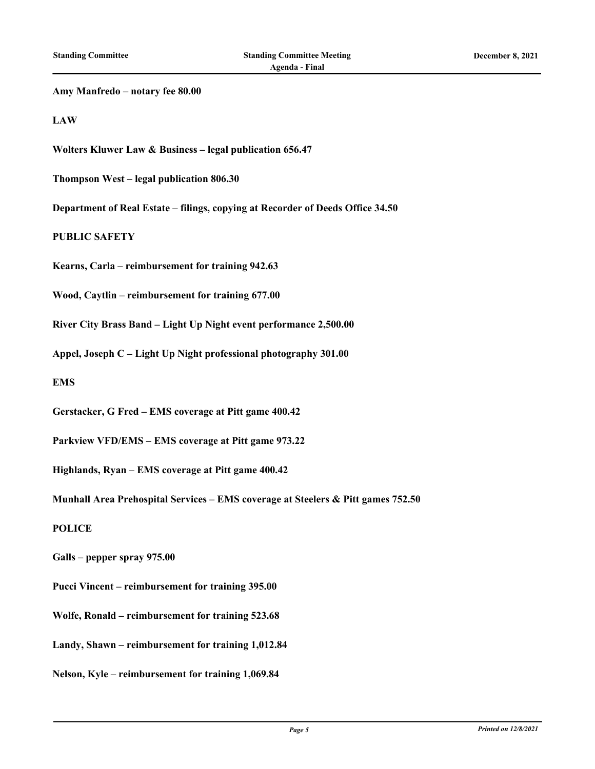**Amy Manfredo – notary fee 80.00**

**LAW**

**Wolters Kluwer Law & Business – legal publication 656.47**

**Thompson West – legal publication 806.30**

**Department of Real Estate – filings, copying at Recorder of Deeds Office 34.50**

**PUBLIC SAFETY**

**Kearns, Carla – reimbursement for training 942.63**

**Wood, Caytlin – reimbursement for training 677.00**

**River City Brass Band – Light Up Night event performance 2,500.00**

**Appel, Joseph C – Light Up Night professional photography 301.00**

**EMS**

**Gerstacker, G Fred – EMS coverage at Pitt game 400.42**

**Parkview VFD/EMS – EMS coverage at Pitt game 973.22**

**Highlands, Ryan – EMS coverage at Pitt game 400.42**

**Munhall Area Prehospital Services – EMS coverage at Steelers & Pitt games 752.50**

**POLICE**

**Galls – pepper spray 975.00**

**Pucci Vincent – reimbursement for training 395.00**

**Wolfe, Ronald – reimbursement for training 523.68**

**Landy, Shawn – reimbursement for training 1,012.84**

**Nelson, Kyle – reimbursement for training 1,069.84**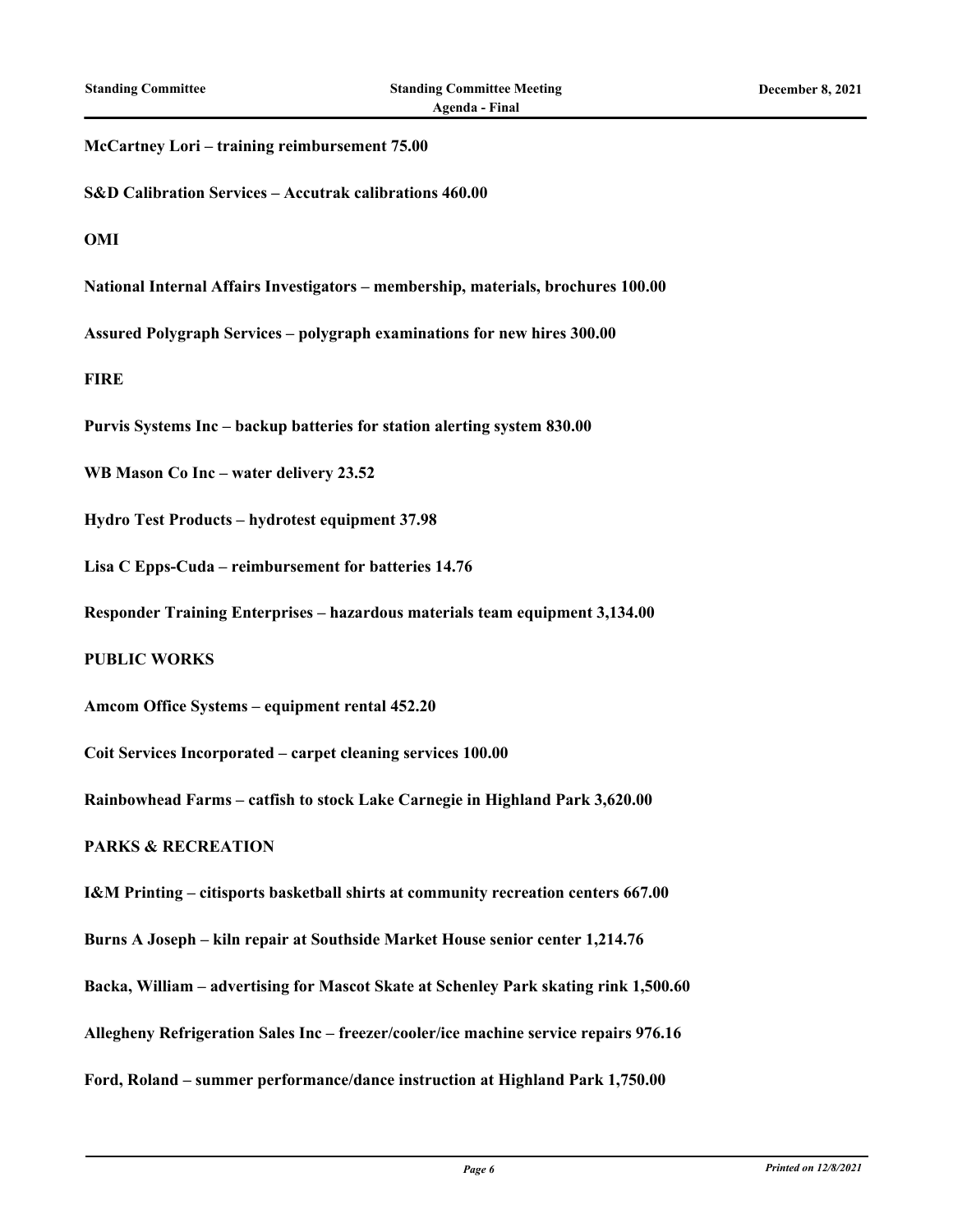**McCartney Lori – training reimbursement 75.00**

**S&D Calibration Services – Accutrak calibrations 460.00**

**OMI**

**National Internal Affairs Investigators – membership, materials, brochures 100.00**

**Assured Polygraph Services – polygraph examinations for new hires 300.00**

**FIRE**

**Purvis Systems Inc – backup batteries for station alerting system 830.00**

**WB Mason Co Inc – water delivery 23.52**

**Hydro Test Products – hydrotest equipment 37.98**

**Lisa C Epps-Cuda – reimbursement for batteries 14.76**

**Responder Training Enterprises – hazardous materials team equipment 3,134.00**

**PUBLIC WORKS**

**Amcom Office Systems – equipment rental 452.20**

**Coit Services Incorporated – carpet cleaning services 100.00**

**Rainbowhead Farms – catfish to stock Lake Carnegie in Highland Park 3,620.00**

**PARKS & RECREATION**

**I&M Printing – citisports basketball shirts at community recreation centers 667.00**

**Burns A Joseph – kiln repair at Southside Market House senior center 1,214.76**

**Backa, William – advertising for Mascot Skate at Schenley Park skating rink 1,500.60**

**Allegheny Refrigeration Sales Inc – freezer/cooler/ice machine service repairs 976.16**

**Ford, Roland – summer performance/dance instruction at Highland Park 1,750.00**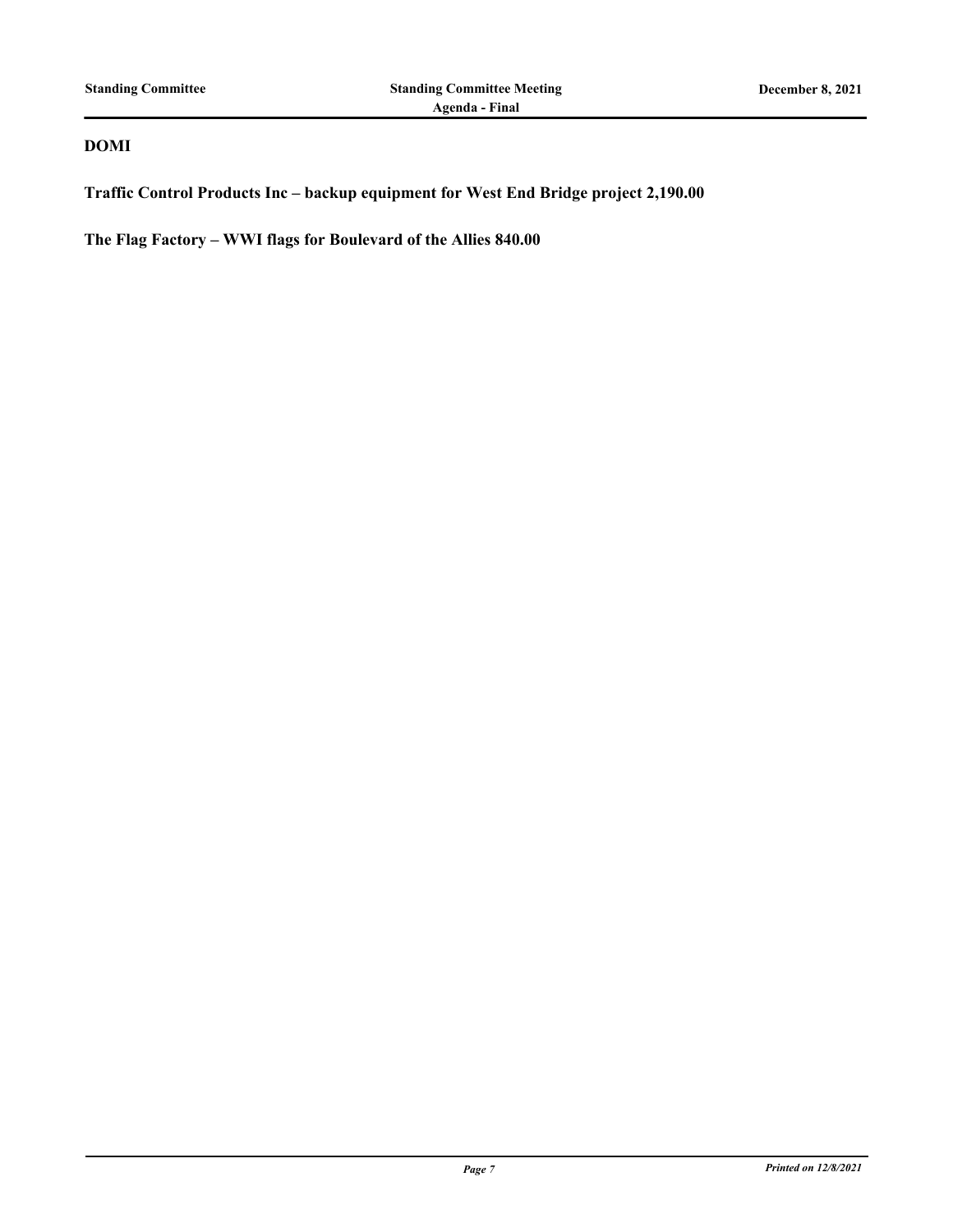**DOMI**

**Traffic Control Products Inc – backup equipment for West End Bridge project 2,190.00**

**The Flag Factory – WWI flags for Boulevard of the Allies 840.00**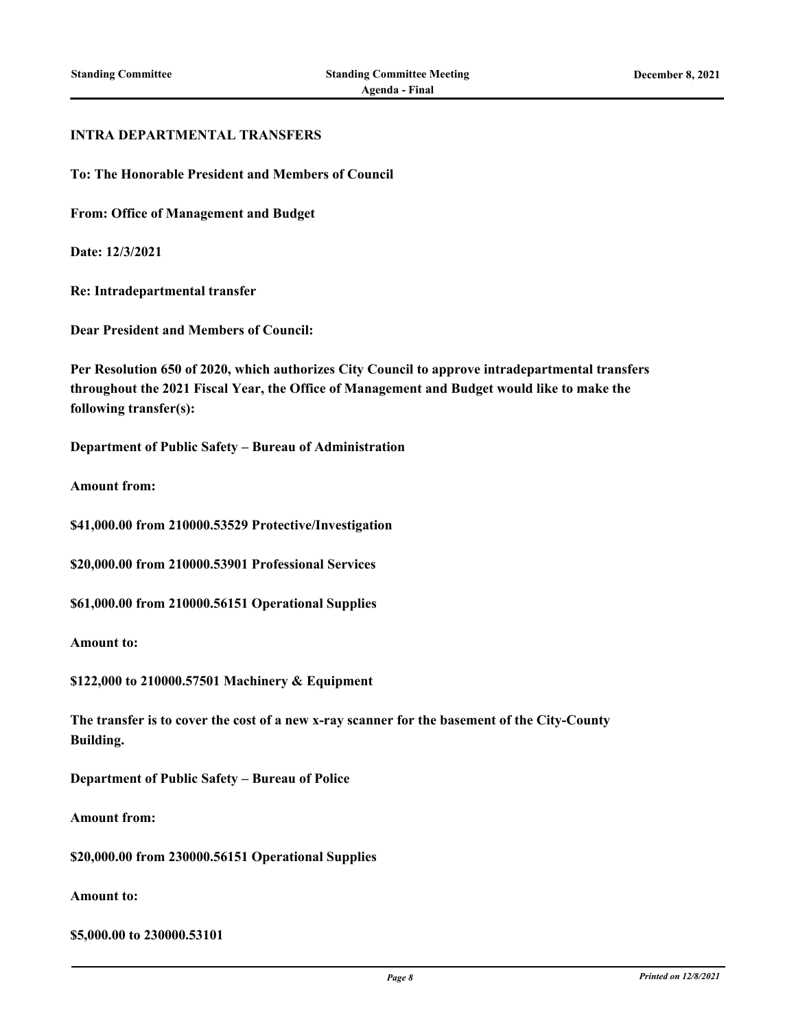**INTRA DEPARTMENTAL TRANSFERS**

**To: The Honorable President and Members of Council**

**From: Office of Management and Budget**

**Date: 12/3/2021**

**Re: Intradepartmental transfer**

**Dear President and Members of Council:**

**Per Resolution 650 of 2020, which authorizes City Council to approve intradepartmental transfers throughout the 2021 Fiscal Year, the Office of Management and Budget would like to make the following transfer(s):**

**Department of Public Safety – Bureau of Administration**

**Amount from:**

**$41,000.00 from 210000.53529 Protective/Investigation**

**$20,000.00 from 210000.53901 Professional Services**

**$61,000.00 from 210000.56151 Operational Supplies**

**Amount to:**

**$122,000 to 210000.57501 Machinery & Equipment**

**The transfer is to cover the cost of a new x-ray scanner for the basement of the City-County Building.**

**Department of Public Safety – Bureau of Police**

**Amount from:**

**$20,000.00 from 230000.56151 Operational Supplies**

**Amount to:**

**$5,000.00 to 230000.53101**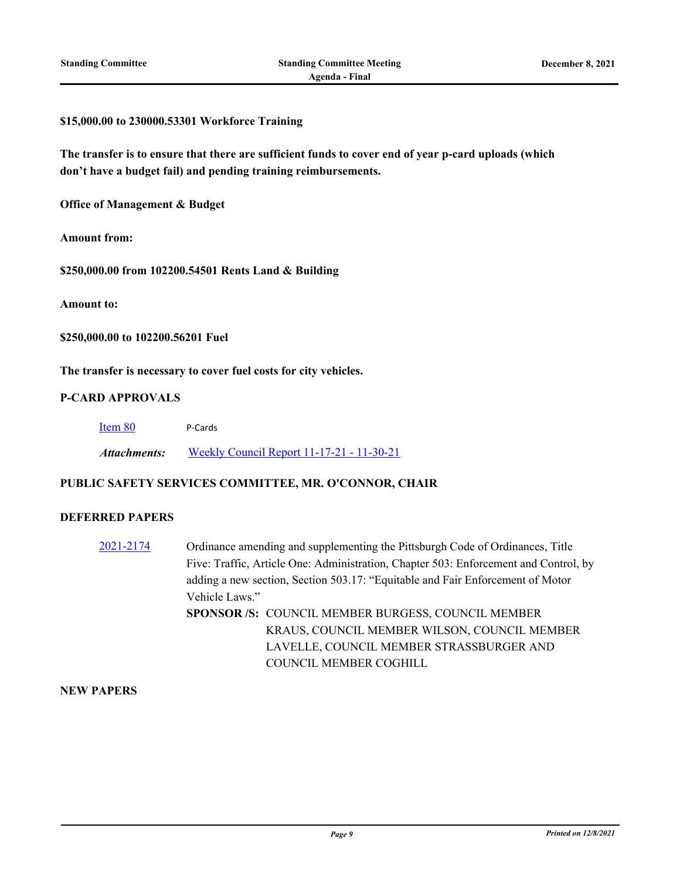**$15,000.00 to 230000.53301 Workforce Training**

**The transfer is to ensure that there are sufficient funds to cover end of year p-card uploads (which don't have a budget fail) and pending training reimbursements.**

**Office of Management & Budget**

**Amount from:**

**$250,000.00 from 102200.54501 Rents Land & Building**

**Amount to:**

**$250,000.00 to 102200.56201 Fuel**

**The transfer is necessary to cover fuel costs for city vehicles.**

**P-CARD APPROVALS**

Item 80 P-Cards

*Attachments:* Weekly Council Report 11-17-21 - 11-30-21

**PUBLIC SAFETY SERVICES COMMITTEE, MR. O'CONNOR, CHAIR**

**DEFERRED PAPERS**

2021-2174 Ordinance amending and supplementing the Pittsburgh Code of Ordinances, Title Five: Traffic, Article One: Administration, Chapter 503: Enforcement and Control, by adding a new section, Section 503.17: "Equitable and Fair Enforcement of Motor Vehicle Laws."

**SPONSOR /S:** COUNCIL MEMBER BURGESS, COUNCIL MEMBER KRAUS, COUNCIL MEMBER WILSON, COUNCIL MEMBER LAVELLE, COUNCIL MEMBER STRASSBURGER AND COUNCIL MEMBER COGHILL

**NEW PAPERS**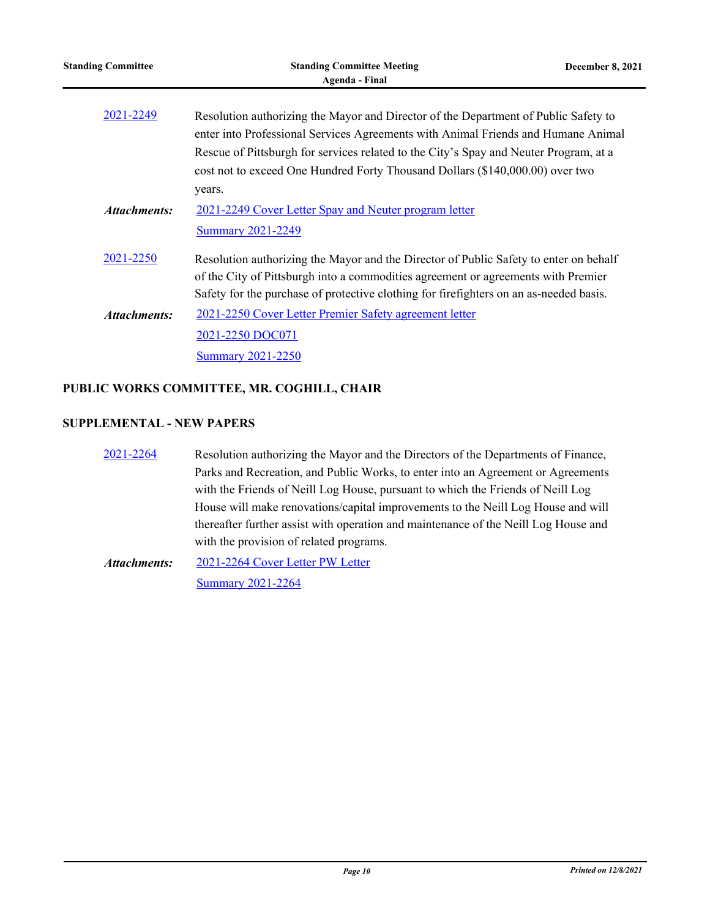2021-2249 Resolution authorizing the Mayor and Director of the Department of Public Safety to enter into Professional Services Agreements with Animal Friends and Humane Animal Rescue of Pittsburgh for services related to the City's Spay and Neuter Program, at a cost not to exceed One Hundred Forty Thousand Dollars ($140,000.00) over two years.

***Attachments:*** 2021-2249 Cover Letter Spay and Neuter program letter
Summary 2021-2249

2021-2250 Resolution authorizing the Mayor and the Director of Public Safety to enter on behalf of the City of Pittsburgh into a commodities agreement or agreements with Premier Safety for the purchase of protective clothing for firefighters on an as-needed basis.

***Attachments:*** 2021-2250 Cover Letter Premier Safety agreement letter
2021-2250 DOC071
Summary 2021-2250

## PUBLIC WORKS COMMITTEE, MR. COGHILL, CHAIR

## SUPPLEMENTAL - NEW PAPERS

2021-2264 Resolution authorizing the Mayor and the Directors of the Departments of Finance, Parks and Recreation, and Public Works, to enter into an Agreement or Agreements with the Friends of Neill Log House, pursuant to which the Friends of Neill Log House will make renovations/capital improvements to the Neill Log House and will thereafter further assist with operation and maintenance of the Neill Log House and with the provision of related programs.

***Attachments:*** 2021-2264 Cover Letter PW Letter
Summary 2021-2264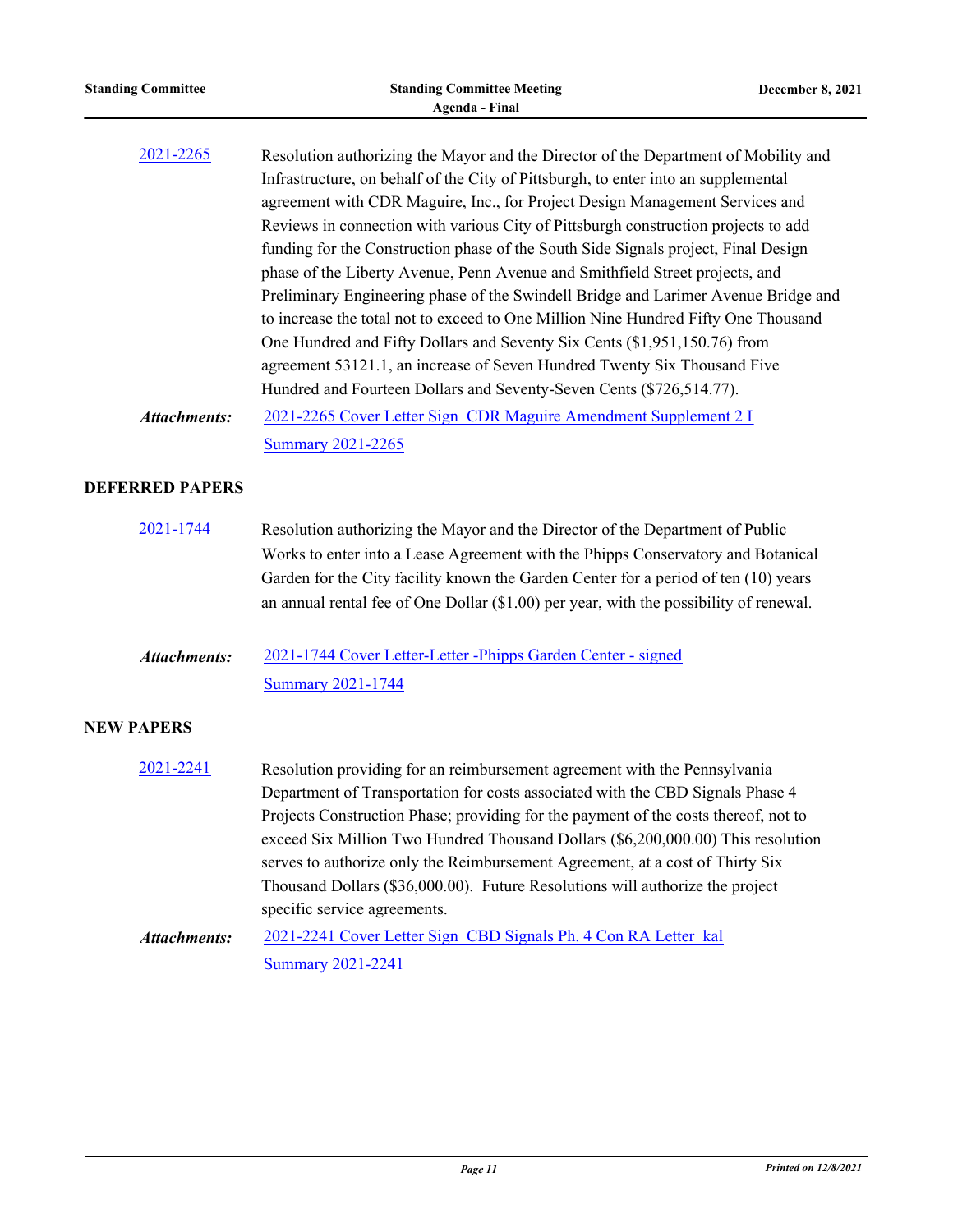[2021-2265](#) Resolution authorizing the Mayor and the Director of the Department of Mobility and Infrastructure, on behalf of the City of Pittsburgh, to enter into an supplemental agreement with CDR Maguire, Inc., for Project Design Management Services and Reviews in connection with various City of Pittsburgh construction projects to add funding for the Construction phase of the South Side Signals project, Final Design phase of the Liberty Avenue, Penn Avenue and Smithfield Street projects, and Preliminary Engineering phase of the Swindell Bridge and Larimer Avenue Bridge and to increase the total not to exceed to One Million Nine Hundred Fifty One Thousand One Hundred and Fifty Dollars and Seventy Six Cents ($1,951,150.76) from agreement 53121.1, an increase of Seven Hundred Twenty Six Thousand Five Hundred and Fourteen Dollars and Seventy-Seven Cents ($726,514.77).

***Attachments:*** [2021-2265 Cover Letter Sign_CDR Maguire Amendment Supplement 2 I](#)
[Summary 2021-2265](#)

## DEFERRED PAPERS

[2021-1744](#) Resolution authorizing the Mayor and the Director of the Department of Public Works to enter into a Lease Agreement with the Phipps Conservatory and Botanical Garden for the City facility known the Garden Center for a period of ten (10) years an annual rental fee of One Dollar ($1.00) per year, with the possibility of renewal.

***Attachments:*** [2021-1744 Cover Letter-Letter -Phipps Garden Center - signed](#)
[Summary 2021-1744](#)

## NEW PAPERS

[2021-2241](#) Resolution providing for an reimbursement agreement with the Pennsylvania Department of Transportation for costs associated with the CBD Signals Phase 4 Projects Construction Phase; providing for the payment of the costs thereof, not to exceed Six Million Two Hundred Thousand Dollars ($6,200,000.00) This resolution serves to authorize only the Reimbursement Agreement, at a cost of Thirty Six Thousand Dollars ($36,000.00). Future Resolutions will authorize the project specific service agreements.

***Attachments:*** [2021-2241 Cover Letter Sign_CBD Signals Ph. 4 Con RA Letter_kal](#)
[Summary 2021-2241](#)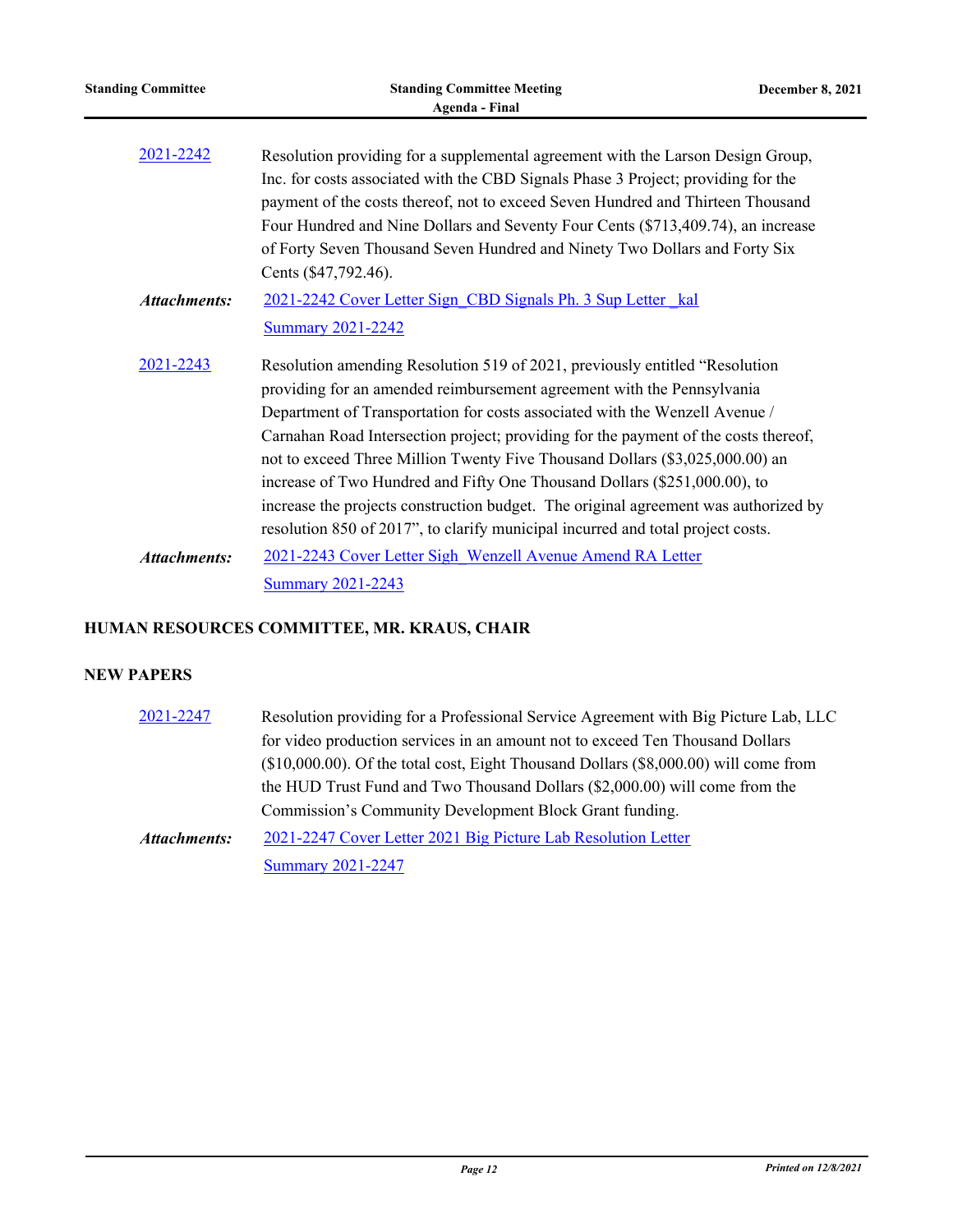2021-2242 Resolution providing for a supplemental agreement with the Larson Design Group, Inc. for costs associated with the CBD Signals Phase 3 Project; providing for the payment of the costs thereof, not to exceed Seven Hundred and Thirteen Thousand Four Hundred and Nine Dollars and Seventy Four Cents ($713,409.74), an increase of Forty Seven Thousand Seven Hundred and Ninety Two Dollars and Forty Six Cents ($47,792.46).

*Attachments:* 2021-2242 Cover Letter Sign_CBD Signals Ph. 3 Sup Letter _kal
Summary 2021-2242

2021-2243 Resolution amending Resolution 519 of 2021, previously entitled "Resolution providing for an amended reimbursement agreement with the Pennsylvania Department of Transportation for costs associated with the Wenzell Avenue / Carnahan Road Intersection project; providing for the payment of the costs thereof, not to exceed Three Million Twenty Five Thousand Dollars ($3,025,000.00) an increase of Two Hundred and Fifty One Thousand Dollars ($251,000.00), to increase the projects construction budget. The original agreement was authorized by resolution 850 of 2017", to clarify municipal incurred and total project costs.

*Attachments:* 2021-2243 Cover Letter Sigh_Wenzell Avenue Amend RA Letter
Summary 2021-2243

## HUMAN RESOURCES COMMITTEE, MR. KRAUS, CHAIR

## NEW PAPERS

2021-2247 Resolution providing for a Professional Service Agreement with Big Picture Lab, LLC for video production services in an amount not to exceed Ten Thousand Dollars ($10,000.00). Of the total cost, Eight Thousand Dollars ($8,000.00) will come from the HUD Trust Fund and Two Thousand Dollars ($2,000.00) will come from the Commission's Community Development Block Grant funding.

*Attachments:* 2021-2247 Cover Letter 2021 Big Picture Lab Resolution Letter
Summary 2021-2247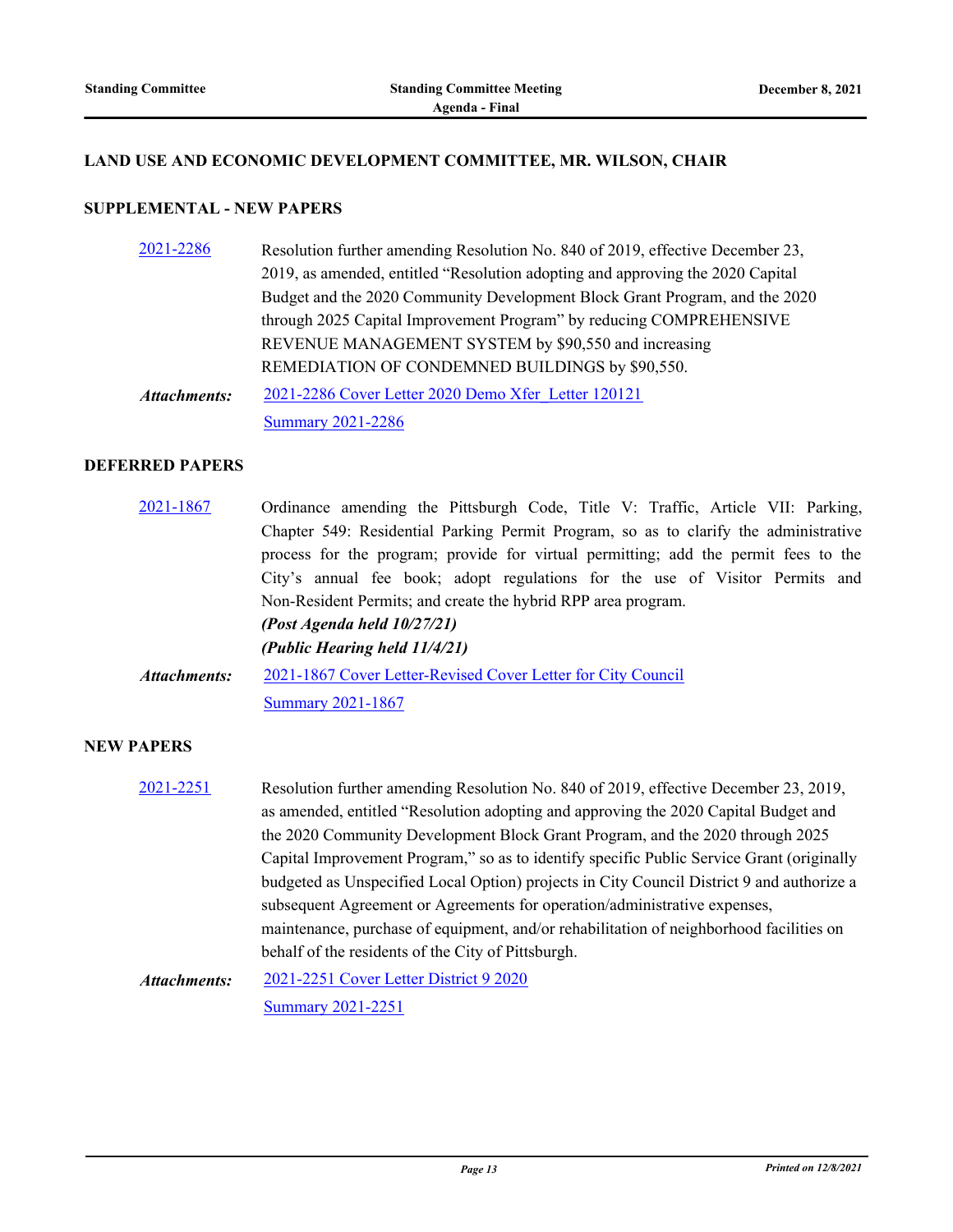## LAND USE AND ECONOMIC DEVELOPMENT COMMITTEE, MR. WILSON, CHAIR

### SUPPLEMENTAL - NEW PAPERS

**2021-2286** Resolution further amending Resolution No. 840 of 2019, effective December 23, 2019, as amended, entitled "Resolution adopting and approving the 2020 Capital Budget and the 2020 Community Development Block Grant Program, and the 2020 through 2025 Capital Improvement Program" by reducing COMPREHENSIVE REVENUE MANAGEMENT SYSTEM by $90,550 and increasing REMEDIATION OF CONDEMNED BUILDINGS by $90,550.

***Attachments:*** 2021-2286 Cover Letter 2020 Demo Xfer_Letter 120121
Summary 2021-2286

### DEFERRED PAPERS

**2021-1867** Ordinance amending the Pittsburgh Code, Title V: Traffic, Article VII: Parking, Chapter 549: Residential Parking Permit Program, so as to clarify the administrative process for the program; provide for virtual permitting; add the permit fees to the City's annual fee book; adopt regulations for the use of Visitor Permits and Non-Resident Permits; and create the hybrid RPP area program.
***(Post Agenda held 10/27/21)***
***(Public Hearing held 11/4/21)***

***Attachments:*** 2021-1867 Cover Letter-Revised Cover Letter for City Council
Summary 2021-1867

### NEW PAPERS

**2021-2251** Resolution further amending Resolution No. 840 of 2019, effective December 23, 2019, as amended, entitled "Resolution adopting and approving the 2020 Capital Budget and the 2020 Community Development Block Grant Program, and the 2020 through 2025 Capital Improvement Program," so as to identify specific Public Service Grant (originally budgeted as Unspecified Local Option) projects in City Council District 9 and authorize a subsequent Agreement or Agreements for operation/administrative expenses, maintenance, purchase of equipment, and/or rehabilitation of neighborhood facilities on behalf of the residents of the City of Pittsburgh.

***Attachments:*** 2021-2251 Cover Letter District 9 2020
Summary 2021-2251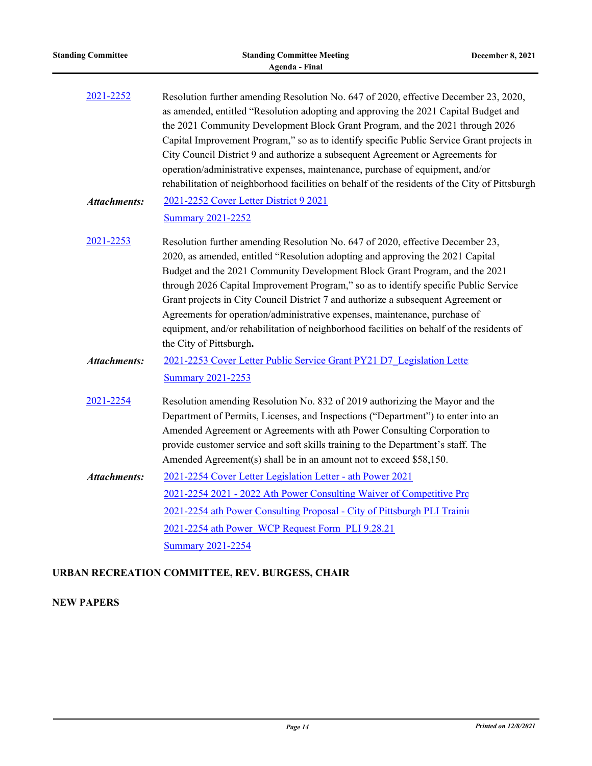[2021-2252](#)

Resolution further amending Resolution No. 647 of 2020, effective December 23, 2020, as amended, entitled "Resolution adopting and approving the 2021 Capital Budget and the 2021 Community Development Block Grant Program, and the 2021 through 2026 Capital Improvement Program," so as to identify specific Public Service Grant projects in City Council District 9 and authorize a subsequent Agreement or Agreements for operation/administrative expenses, maintenance, purchase of equipment, and/or rehabilitation of neighborhood facilities on behalf of the residents of the City of Pittsburgh

***Attachments:*** [2021-2252 Cover Letter District 9 2021](#)
[Summary 2021-2252](#)

[2021-2253](#)

Resolution further amending Resolution No. 647 of 2020, effective December 23, 2020, as amended, entitled "Resolution adopting and approving the 2021 Capital Budget and the 2021 Community Development Block Grant Program, and the 2021 through 2026 Capital Improvement Program," so as to identify specific Public Service Grant projects in City Council District 7 and authorize a subsequent Agreement or Agreements for operation/administrative expenses, maintenance, purchase of equipment, and/or rehabilitation of neighborhood facilities on behalf of the residents of the City of Pittsburgh**.**

***Attachments:*** [2021-2253 Cover Letter Public Service Grant PY21 D7_Legislation Lette](#)
[Summary 2021-2253](#)

[2021-2254](#)

Resolution amending Resolution No. 832 of 2019 authorizing the Mayor and the Department of Permits, Licenses, and Inspections ("Department") to enter into an Amended Agreement or Agreements with ath Power Consulting Corporation to provide customer service and soft skills training to the Department's staff. The Amended Agreement(s) shall be in an amount not to exceed $58,150.

***Attachments:*** [2021-2254 Cover Letter Legislation Letter - ath Power 2021](#)
[2021-2254 2021 - 2022 Ath Power Consulting Waiver of Competitive Pro](#)
[2021-2254 ath Power Consulting Proposal - City of Pittsburgh PLI Trainii](#)
[2021-2254 ath Power_WCP Request Form_PLI 9.28.21](#)
[Summary 2021-2254](#)

## URBAN RECREATION COMMITTEE, REV. BURGESS, CHAIR

## NEW PAPERS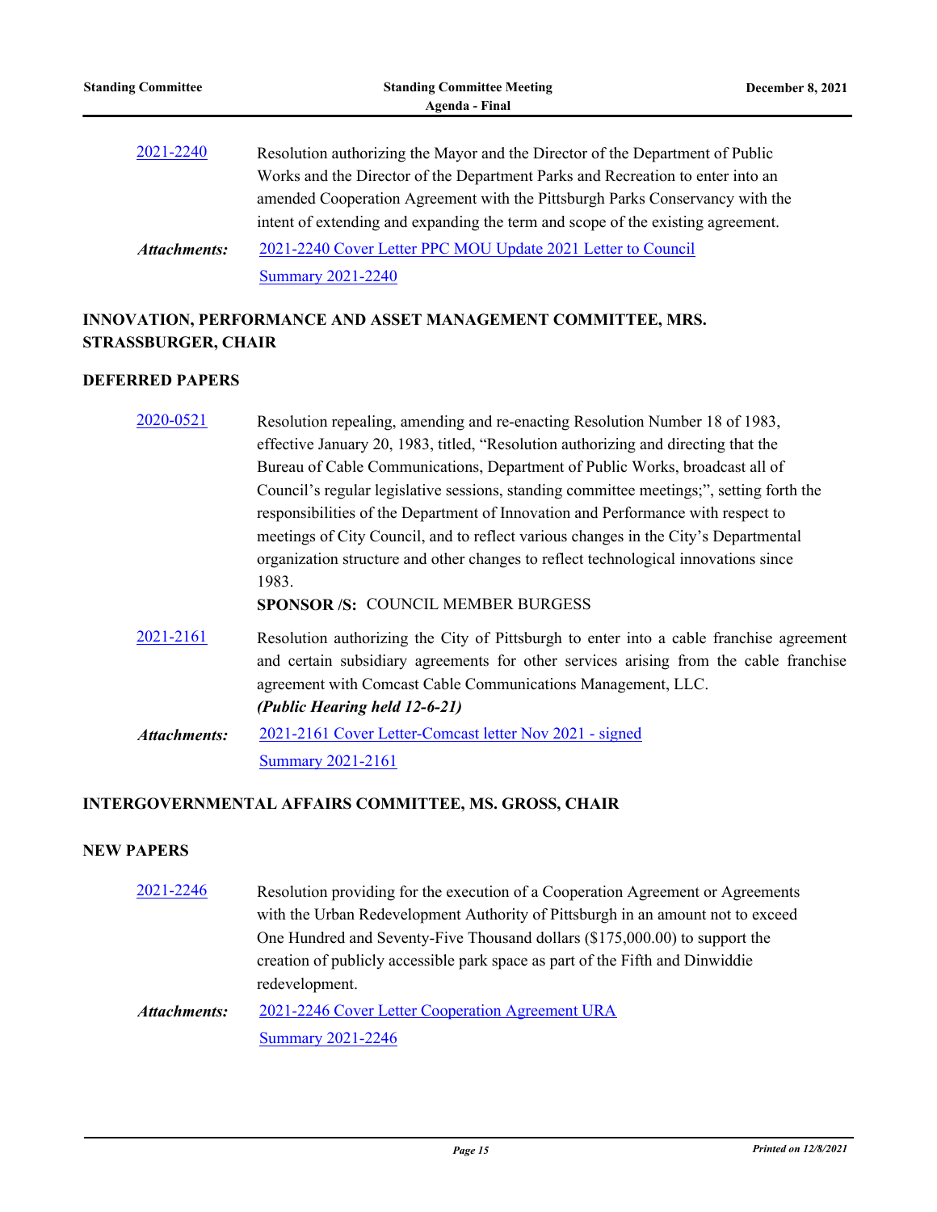[2021-2240](#) Resolution authorizing the Mayor and the Director of the Department of Public Works and the Director of the Department Parks and Recreation to enter into an amended Cooperation Agreement with the Pittsburgh Parks Conservancy with the intent of extending and expanding the term and scope of the existing agreement.

***Attachments:*** [2021-2240 Cover Letter PPC MOU Update 2021 Letter to Council](#)
[Summary 2021-2240](#)

### INNOVATION, PERFORMANCE AND ASSET MANAGEMENT COMMITTEE, MRS. STRASSBURGER, CHAIR

### DEFERRED PAPERS

[2020-0521](#) Resolution repealing, amending and re-enacting Resolution Number 18 of 1983, effective January 20, 1983, titled, "Resolution authorizing and directing that the Bureau of Cable Communications, Department of Public Works, broadcast all of Council's regular legislative sessions, standing committee meetings;", setting forth the responsibilities of the Department of Innovation and Performance with respect to meetings of City Council, and to reflect various changes in the City's Departmental organization structure and other changes to reflect technological innovations since 1983.

**SPONSOR /S:** COUNCIL MEMBER BURGESS

[2021-2161](#) Resolution authorizing the City of Pittsburgh to enter into a cable franchise agreement and certain subsidiary agreements for other services arising from the cable franchise agreement with Comcast Cable Communications Management, LLC.
***(Public Hearing held 12-6-21)***

***Attachments:*** [2021-2161 Cover Letter-Comcast letter Nov 2021 - signed](#)
[Summary 2021-2161](#)

### INTERGOVERNMENTAL AFFAIRS COMMITTEE, MS. GROSS, CHAIR

### NEW PAPERS

[2021-2246](#) Resolution providing for the execution of a Cooperation Agreement or Agreements with the Urban Redevelopment Authority of Pittsburgh in an amount not to exceed One Hundred and Seventy-Five Thousand dollars ($175,000.00) to support the creation of publicly accessible park space as part of the Fifth and Dinwiddie redevelopment.

***Attachments:*** [2021-2246 Cover Letter Cooperation Agreement URA](#)
[Summary 2021-2246](#)